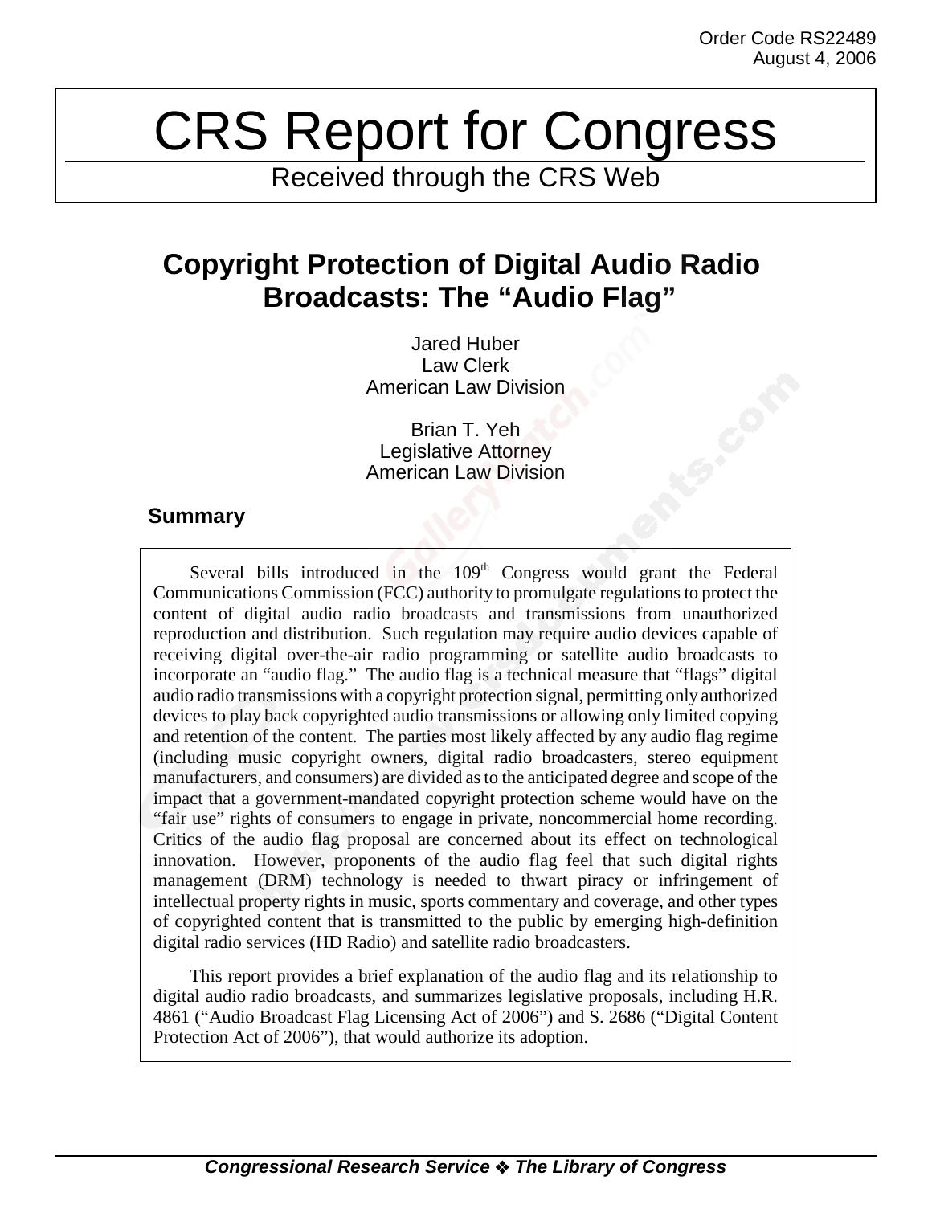Order Code RS22489
August 4, 2006

# CRS Report for Congress

Received through the CRS Web

## Copyright Protection of Digital Audio Radio Broadcasts: The "Audio Flag"

Jared Huber
Law Clerk
American Law Division

Brian T. Yeh
Legislative Attorney
American Law Division

### Summary

Several bills introduced in the 109th Congress would grant the Federal Communications Commission (FCC) authority to promulgate regulations to protect the content of digital audio radio broadcasts and transmissions from unauthorized reproduction and distribution. Such regulation may require audio devices capable of receiving digital over-the-air radio programming or satellite audio broadcasts to incorporate an "audio flag." The audio flag is a technical measure that "flags" digital audio radio transmissions with a copyright protection signal, permitting only authorized devices to play back copyrighted audio transmissions or allowing only limited copying and retention of the content. The parties most likely affected by any audio flag regime (including music copyright owners, digital radio broadcasters, stereo equipment manufacturers, and consumers) are divided as to the anticipated degree and scope of the impact that a government-mandated copyright protection scheme would have on the "fair use" rights of consumers to engage in private, noncommercial home recording. Critics of the audio flag proposal are concerned about its effect on technological innovation. However, proponents of the audio flag feel that such digital rights management (DRM) technology is needed to thwart piracy or infringement of intellectual property rights in music, sports commentary and coverage, and other types of copyrighted content that is transmitted to the public by emerging high-definition digital radio services (HD Radio) and satellite radio broadcasters.

This report provides a brief explanation of the audio flag and its relationship to digital audio radio broadcasts, and summarizes legislative proposals, including H.R. 4861 ("Audio Broadcast Flag Licensing Act of 2006") and S. 2686 ("Digital Content Protection Act of 2006"), that would authorize its adoption.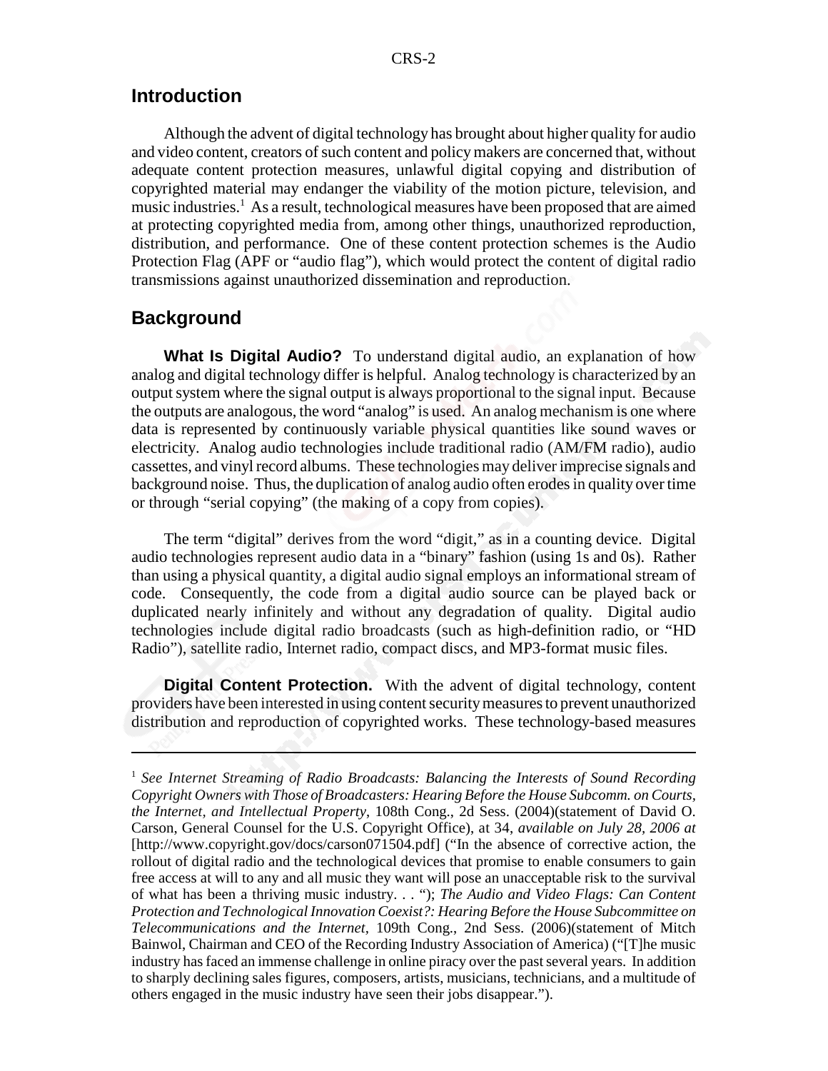## Introduction

Although the advent of digital technology has brought about higher quality for audio and video content, creators of such content and policy makers are concerned that, without adequate content protection measures, unlawful digital copying and distribution of copyrighted material may endanger the viability of the motion picture, television, and music industries.[1] As a result, technological measures have been proposed that are aimed at protecting copyrighted media from, among other things, unauthorized reproduction, distribution, and performance. One of these content protection schemes is the Audio Protection Flag (APF or "audio flag"), which would protect the content of digital radio transmissions against unauthorized dissemination and reproduction.

## Background

**What Is Digital Audio?** To understand digital audio, an explanation of how analog and digital technology differ is helpful. Analog technology is characterized by an output system where the signal output is always proportional to the signal input. Because the outputs are analogous, the word "analog" is used. An analog mechanism is one where data is represented by continuously variable physical quantities like sound waves or electricity. Analog audio technologies include traditional radio (AM/FM radio), audio cassettes, and vinyl record albums. These technologies may deliver imprecise signals and background noise. Thus, the duplication of analog audio often erodes in quality over time or through "serial copying" (the making of a copy from copies).

The term "digital" derives from the word "digit," as in a counting device. Digital audio technologies represent audio data in a "binary" fashion (using 1s and 0s). Rather than using a physical quantity, a digital audio signal employs an informational stream of code. Consequently, the code from a digital audio source can be played back or duplicated nearly infinitely and without any degradation of quality. Digital audio technologies include digital radio broadcasts (such as high-definition radio, or "HD Radio"), satellite radio, Internet radio, compact discs, and MP3-format music files.

**Digital Content Protection.** With the advent of digital technology, content providers have been interested in using content security measures to prevent unauthorized distribution and reproduction of copyrighted works. These technology-based measures

---

[1] *See Internet Streaming of Radio Broadcasts: Balancing the Interests of Sound Recording Copyright Owners with Those of Broadcasters: Hearing Before the House Subcomm. on Courts, the Internet, and Intellectual Property*, 108th Cong., 2d Sess. (2004)(statement of David O. Carson, General Counsel for the U.S. Copyright Office), at 34, *available on July 28, 2006 at* [http://www.copyright.gov/docs/carson071504.pdf] ("In the absence of corrective action, the rollout of digital radio and the technological devices that promise to enable consumers to gain free access at will to any and all music they want will pose an unacceptable risk to the survival of what has been a thriving music industry. . . "); *The Audio and Video Flags: Can Content Protection and Technological Innovation Coexist?: Hearing Before the House Subcommittee on Telecommunications and the Internet*, 109th Cong., 2nd Sess. (2006)(statement of Mitch Bainwol, Chairman and CEO of the Recording Industry Association of America) ("[T]he music industry has faced an immense challenge in online piracy over the past several years. In addition to sharply declining sales figures, composers, artists, musicians, technicians, and a multitude of others engaged in the music industry have seen their jobs disappear.").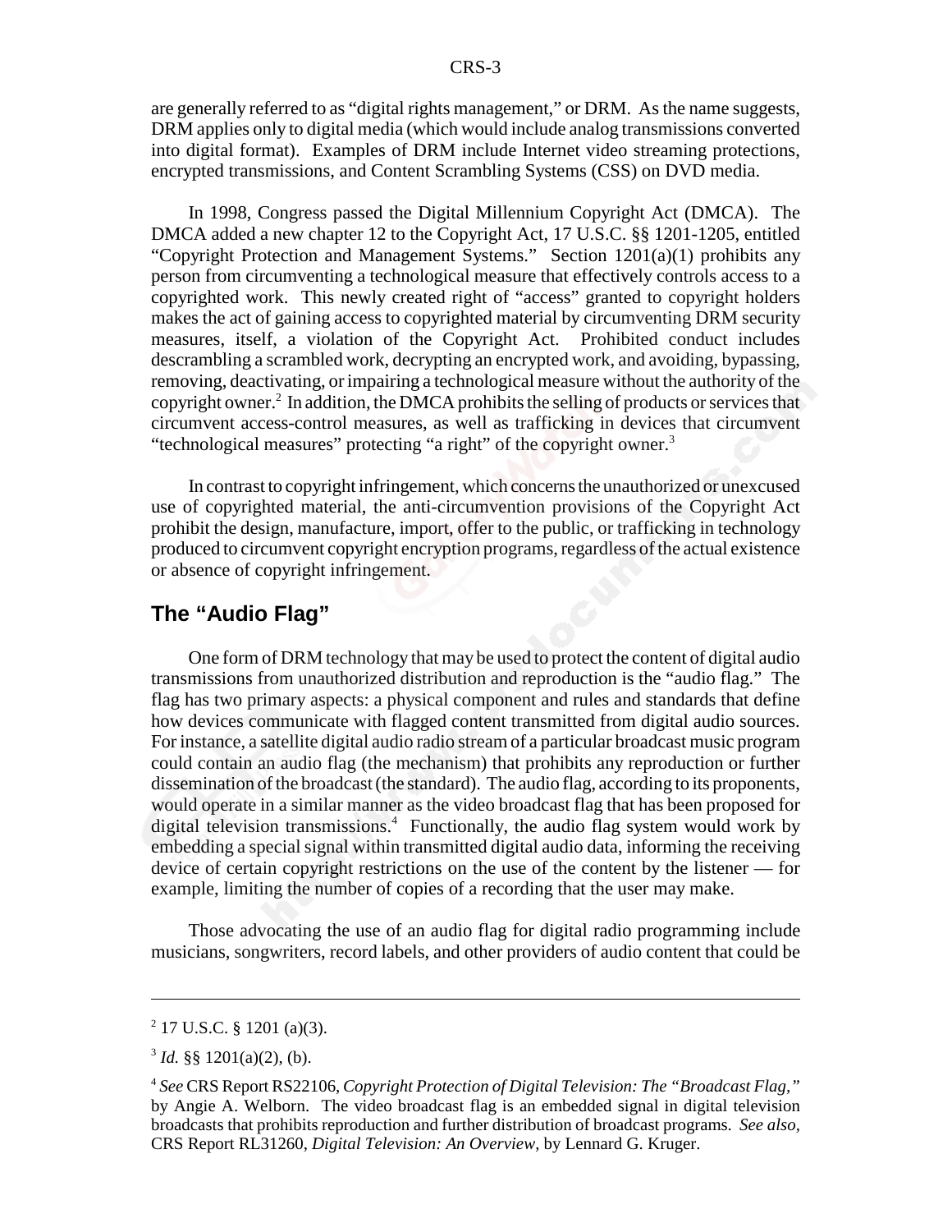are generally referred to as "digital rights management," or DRM. As the name suggests, DRM applies only to digital media (which would include analog transmissions converted into digital format). Examples of DRM include Internet video streaming protections, encrypted transmissions, and Content Scrambling Systems (CSS) on DVD media.

In 1998, Congress passed the Digital Millennium Copyright Act (DMCA). The DMCA added a new chapter 12 to the Copyright Act, 17 U.S.C. §§ 1201-1205, entitled "Copyright Protection and Management Systems." Section 1201(a)(1) prohibits any person from circumventing a technological measure that effectively controls access to a copyrighted work. This newly created right of "access" granted to copyright holders makes the act of gaining access to copyrighted material by circumventing DRM security measures, itself, a violation of the Copyright Act. Prohibited conduct includes descrambling a scrambled work, decrypting an encrypted work, and avoiding, bypassing, removing, deactivating, or impairing a technological measure without the authority of the copyright owner.[2] In addition, the DMCA prohibits the selling of products or services that circumvent access-control measures, as well as trafficking in devices that circumvent "technological measures" protecting "a right" of the copyright owner.[3]

In contrast to copyright infringement, which concerns the unauthorized or unexcused use of copyrighted material, the anti-circumvention provisions of the Copyright Act prohibit the design, manufacture, import, offer to the public, or trafficking in technology produced to circumvent copyright encryption programs, regardless of the actual existence or absence of copyright infringement.

## The "Audio Flag"

One form of DRM technology that may be used to protect the content of digital audio transmissions from unauthorized distribution and reproduction is the "audio flag." The flag has two primary aspects: a physical component and rules and standards that define how devices communicate with flagged content transmitted from digital audio sources. For instance, a satellite digital audio radio stream of a particular broadcast music program could contain an audio flag (the mechanism) that prohibits any reproduction or further dissemination of the broadcast (the standard). The audio flag, according to its proponents, would operate in a similar manner as the video broadcast flag that has been proposed for digital television transmissions.[4] Functionally, the audio flag system would work by embedding a special signal within transmitted digital audio data, informing the receiving device of certain copyright restrictions on the use of the content by the listener — for example, limiting the number of copies of a recording that the user may make.

Those advocating the use of an audio flag for digital radio programming include musicians, songwriters, record labels, and other providers of audio content that could be

---

[2] 17 U.S.C. § 1201 (a)(3).

[3] *Id.* §§ 1201(a)(2), (b).

[4] *See* CRS Report RS22106, *Copyright Protection of Digital Television: The "Broadcast Flag,"* by Angie A. Welborn. The video broadcast flag is an embedded signal in digital television broadcasts that prohibits reproduction and further distribution of broadcast programs. *See also*, CRS Report RL31260, *Digital Television: An Overview*, by Lennard G. Kruger.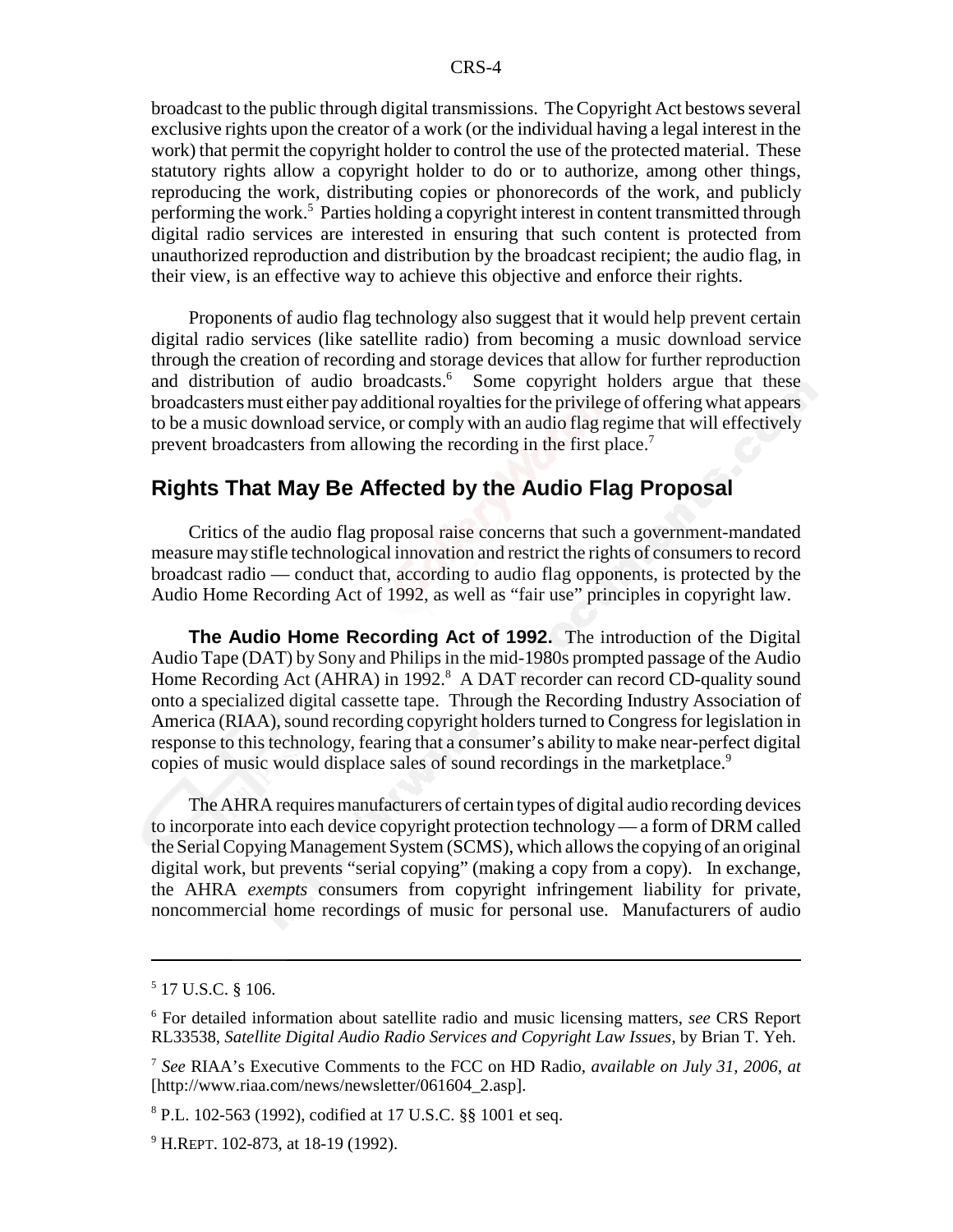broadcast to the public through digital transmissions. The Copyright Act bestows several exclusive rights upon the creator of a work (or the individual having a legal interest in the work) that permit the copyright holder to control the use of the protected material. These statutory rights allow a copyright holder to do or to authorize, among other things, reproducing the work, distributing copies or phonorecords of the work, and publicly performing the work.[5] Parties holding a copyright interest in content transmitted through digital radio services are interested in ensuring that such content is protected from unauthorized reproduction and distribution by the broadcast recipient; the audio flag, in their view, is an effective way to achieve this objective and enforce their rights.

Proponents of audio flag technology also suggest that it would help prevent certain digital radio services (like satellite radio) from becoming a music download service through the creation of recording and storage devices that allow for further reproduction and distribution of audio broadcasts.[6] Some copyright holders argue that these broadcasters must either pay additional royalties for the privilege of offering what appears to be a music download service, or comply with an audio flag regime that will effectively prevent broadcasters from allowing the recording in the first place.[7]

## Rights That May Be Affected by the Audio Flag Proposal

Critics of the audio flag proposal raise concerns that such a government-mandated measure may stifle technological innovation and restrict the rights of consumers to record broadcast radio — conduct that, according to audio flag opponents, is protected by the Audio Home Recording Act of 1992, as well as "fair use" principles in copyright law.

**The Audio Home Recording Act of 1992.** The introduction of the Digital Audio Tape (DAT) by Sony and Philips in the mid-1980s prompted passage of the Audio Home Recording Act (AHRA) in 1992.[8] A DAT recorder can record CD-quality sound onto a specialized digital cassette tape. Through the Recording Industry Association of America (RIAA), sound recording copyright holders turned to Congress for legislation in response to this technology, fearing that a consumer's ability to make near-perfect digital copies of music would displace sales of sound recordings in the marketplace.[9]

The AHRA requires manufacturers of certain types of digital audio recording devices to incorporate into each device copyright protection technology — a form of DRM called the Serial Copying Management System (SCMS), which allows the copying of an original digital work, but prevents "serial copying" (making a copy from a copy). In exchange, the AHRA *exempts* consumers from copyright infringement liability for private, noncommercial home recordings of music for personal use. Manufacturers of audio

---

[5] 17 U.S.C. § 106.

[6] For detailed information about satellite radio and music licensing matters, *see* CRS Report RL33538, *Satellite Digital Audio Radio Services and Copyright Law Issues*, by Brian T. Yeh.

[7] *See* RIAA's Executive Comments to the FCC on HD Radio, *available on July 31, 2006, at* [http://www.riaa.com/news/newsletter/061604_2.asp].

[8] P.L. 102-563 (1992), codified at 17 U.S.C. §§ 1001 et seq.

[9] H.REPT. 102-873, at 18-19 (1992).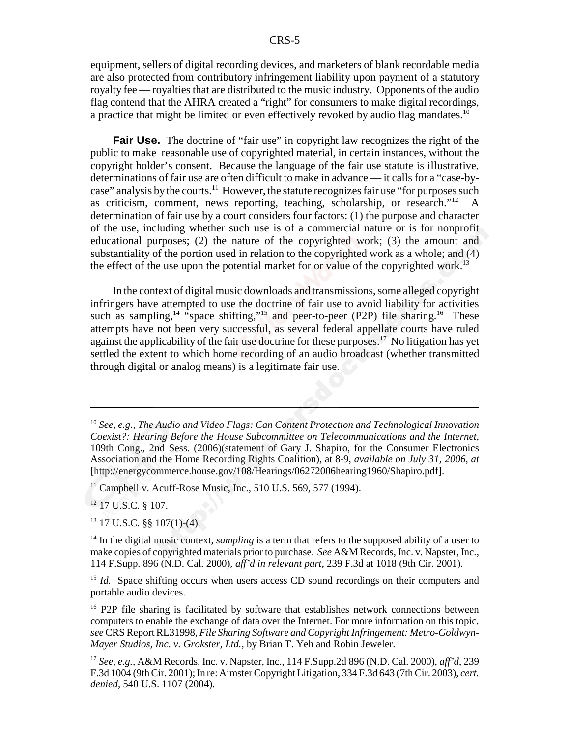equipment, sellers of digital recording devices, and marketers of blank recordable media are also protected from contributory infringement liability upon payment of a statutory royalty fee — royalties that are distributed to the music industry. Opponents of the audio flag contend that the AHRA created a "right" for consumers to make digital recordings, a practice that might be limited or even effectively revoked by audio flag mandates.[10]

**Fair Use.** The doctrine of "fair use" in copyright law recognizes the right of the public to make reasonable use of copyrighted material, in certain instances, without the copyright holder's consent. Because the language of the fair use statute is illustrative, determinations of fair use are often difficult to make in advance — it calls for a "case-by-case" analysis by the courts.[11] However, the statute recognizes fair use "for purposes such as criticism, comment, news reporting, teaching, scholarship, or research."[12] A determination of fair use by a court considers four factors: (1) the purpose and character of the use, including whether such use is of a commercial nature or is for nonprofit educational purposes; (2) the nature of the copyrighted work; (3) the amount and substantiality of the portion used in relation to the copyrighted work as a whole; and (4) the effect of the use upon the potential market for or value of the copyrighted work.[13]

In the context of digital music downloads and transmissions, some alleged copyright infringers have attempted to use the doctrine of fair use to avoid liability for activities such as sampling,[14] "space shifting,"[15] and peer-to-peer (P2P) file sharing.[16] These attempts have not been very successful, as several federal appellate courts have ruled against the applicability of the fair use doctrine for these purposes.[17] No litigation has yet settled the extent to which home recording of an audio broadcast (whether transmitted through digital or analog means) is a legitimate fair use.

---

[10] *See, e.g., The Audio and Video Flags: Can Content Protection and Technological Innovation Coexist?: Hearing Before the House Subcommittee on Telecommunications and the Internet,* 109th Cong., 2nd Sess. (2006)(statement of Gary J. Shapiro, for the Consumer Electronics Association and the Home Recording Rights Coalition), at 8-9, *available on July 31, 2006, at* [http://energycommerce.house.gov/108/Hearings/06272006hearing1960/Shapiro.pdf].

[11] Campbell v. Acuff-Rose Music, Inc., 510 U.S. 569, 577 (1994).

[12] 17 U.S.C. § 107.

[13] 17 U.S.C. §§ 107(1)-(4).

[14] In the digital music context, *sampling* is a term that refers to the supposed ability of a user to make copies of copyrighted materials prior to purchase. *See* A&M Records, Inc. v. Napster, Inc., 114 F.Supp. 896 (N.D. Cal. 2000), *aff'd in relevant part*, 239 F.3d at 1018 (9th Cir. 2001).

[15] *Id.* Space shifting occurs when users access CD sound recordings on their computers and portable audio devices.

[16] P2P file sharing is facilitated by software that establishes network connections between computers to enable the exchange of data over the Internet. For more information on this topic, *see* CRS Report RL31998, *File Sharing Software and Copyright Infringement: Metro-Goldwyn-Mayer Studios, Inc. v. Grokster, Ltd.*, by Brian T. Yeh and Robin Jeweler.

[17] *See, e.g.*, A&M Records, Inc. v. Napster, Inc., 114 F.Supp.2d 896 (N.D. Cal. 2000), *aff'd*, 239 F.3d 1004 (9th Cir. 2001); In re: Aimster Copyright Litigation, 334 F.3d 643 (7th Cir. 2003), *cert. denied*, 540 U.S. 1107 (2004).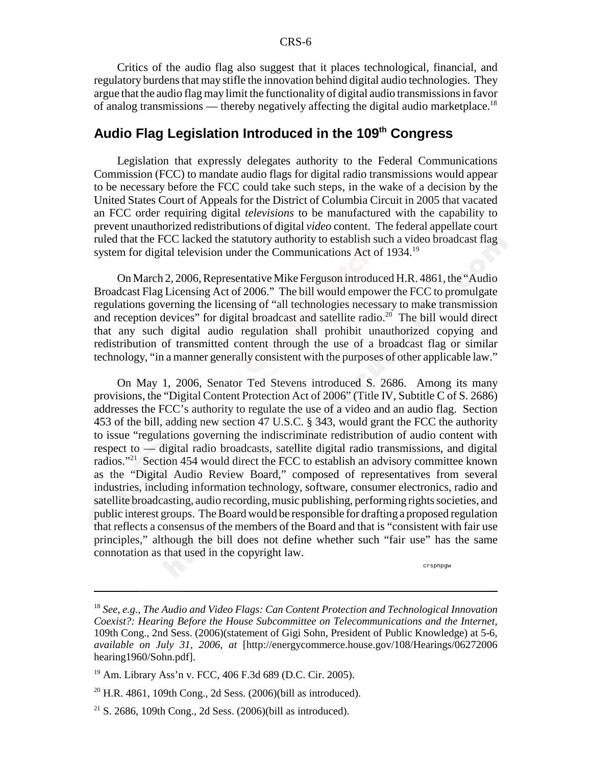Critics of the audio flag also suggest that it places technological, financial, and regulatory burdens that may stifle the innovation behind digital audio technologies. They argue that the audio flag may limit the functionality of digital audio transmissions in favor of analog transmissions — thereby negatively affecting the digital audio marketplace.[18]

## Audio Flag Legislation Introduced in the 109th Congress

Legislation that expressly delegates authority to the Federal Communications Commission (FCC) to mandate audio flags for digital radio transmissions would appear to be necessary before the FCC could take such steps, in the wake of a decision by the United States Court of Appeals for the District of Columbia Circuit in 2005 that vacated an FCC order requiring digital *televisions* to be manufactured with the capability to prevent unauthorized redistributions of digital *video* content. The federal appellate court ruled that the FCC lacked the statutory authority to establish such a video broadcast flag system for digital television under the Communications Act of 1934.[19]

On March 2, 2006, Representative Mike Ferguson introduced H.R. 4861, the "Audio Broadcast Flag Licensing Act of 2006." The bill would empower the FCC to promulgate regulations governing the licensing of "all technologies necessary to make transmission and reception devices" for digital broadcast and satellite radio.[20] The bill would direct that any such digital audio regulation shall prohibit unauthorized copying and redistribution of transmitted content through the use of a broadcast flag or similar technology, "in a manner generally consistent with the purposes of other applicable law."

On May 1, 2006, Senator Ted Stevens introduced S. 2686. Among its many provisions, the "Digital Content Protection Act of 2006" (Title IV, Subtitle C of S. 2686) addresses the FCC's authority to regulate the use of a video and an audio flag. Section 453 of the bill, adding new section 47 U.S.C. § 343, would grant the FCC the authority to issue "regulations governing the indiscriminate redistribution of audio content with respect to — digital radio broadcasts, satellite digital radio transmissions, and digital radios."[21] Section 454 would direct the FCC to establish an advisory committee known as the "Digital Audio Review Board," composed of representatives from several industries, including information technology, software, consumer electronics, radio and satellite broadcasting, audio recording, music publishing, performing rights societies, and public interest groups. The Board would be responsible for drafting a proposed regulation that reflects a consensus of the members of the Board and that is "consistent with fair use principles," although the bill does not define whether such "fair use" has the same connotation as that used in the copyright law.

---

[18] *See, e.g., The Audio and Video Flags: Can Content Protection and Technological Innovation Coexist?: Hearing Before the House Subcommittee on Telecommunications and the Internet,* 109th Cong., 2nd Sess. (2006)(statement of Gigi Sohn, President of Public Knowledge) at 5-6, *available on July 31, 2006, at* [http://energycommerce.house.gov/108/Hearings/06272006hearing1960/Sohn.pdf].

[19] Am. Library Ass'n v. FCC, 406 F.3d 689 (D.C. Cir. 2005).

[20] H.R. 4861, 109th Cong., 2d Sess. (2006)(bill as introduced).

[21] S. 2686, 109th Cong., 2d Sess. (2006)(bill as introduced).